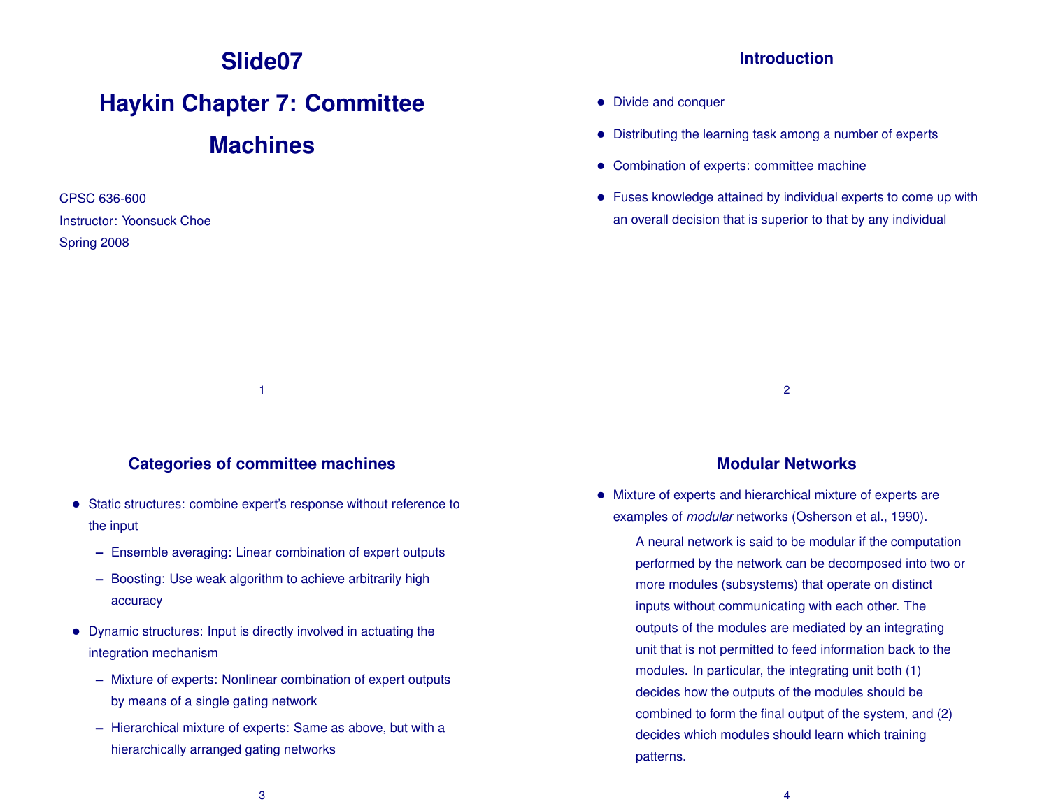# Slide07

# Haykin Chapter 7: Committee Machines

CPSC 636-600

Instructor: Yoonsuck Choe

Spring 2008

## Introduction

- Divide and conquer
- Distributing the learning task among a number of experts
- Combination of experts: committee machine
- Fuses knowledge attained by individual experts to come up with an overall decision that is superior to that by any individual

## Categories of committee machines

- Static structures: combine expert's response without reference to the input
  - Ensemble averaging: Linear combination of expert outputs
  - Boosting: Use weak algorithm to achieve arbitrarily high accuracy
- Dynamic structures: Input is directly involved in actuating the integration mechanism
  - Mixture of experts: Nonlinear combination of expert outputs by means of a single gating network
  - Hierarchical mixture of experts: Same as above, but with a hierarchically arranged gating networks

## Modular Networks

- Mixture of experts and hierarchical mixture of experts are examples of *modular* networks (Osherson et al., 1990).

  > A neural network is said to be modular if the computation performed by the network can be decomposed into two or more modules (subsystems) that operate on distinct inputs without communicating with each other. The outputs of the modules are mediated by an integrating unit that is not permitted to feed information back to the modules. In particular, the integrating unit both (1) decides how the outputs of the modules should be combined to form the final output of the system, and (2) decides which modules should learn which training patterns.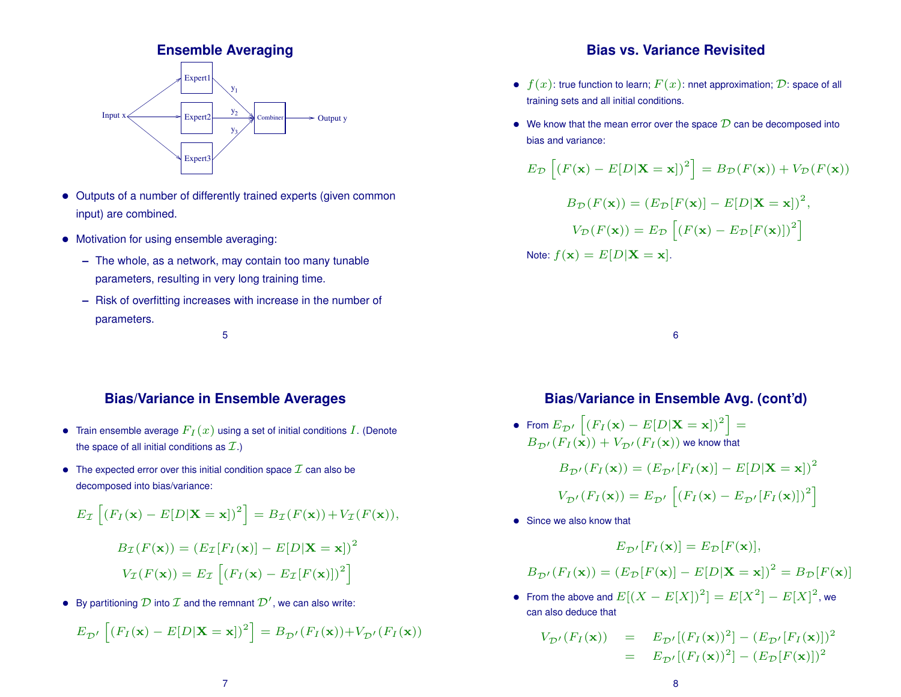## Ensemble Averaging

Input x → Expert1, Expert2, Expert3 → $y_1$, $y_2$, $y_3$ → Combiner → Output y

- Outputs of a number of differently trained experts (given common input) are combined.
- Motivation for using ensemble averaging:
  - The whole, as a network, may contain too many tunable parameters, resulting in very long training time.
  - Risk of overfitting increases with increase in the number of parameters.

## Bias vs. Variance Revisited

- $f(x)$: true function to learn; $F(x)$: nnet approximation; $\mathcal{D}$: space of all training sets and all initial conditions.
- We know that the mean error over the space $\mathcal{D}$ can be decomposed into bias and variance:

$$E_{\mathcal{D}}\left[(F(\mathbf{x}) - E[D|\mathbf{X}=\mathbf{x}])^2\right] = B_{\mathcal{D}}(F(\mathbf{x})) + V_{\mathcal{D}}(F(\mathbf{x}))$$

$$B_{\mathcal{D}}(F(\mathbf{x})) = (E_{\mathcal{D}}[F(\mathbf{x})] - E[D|\mathbf{X}=\mathbf{x}])^2,$$

$$V_{\mathcal{D}}(F(\mathbf{x})) = E_{\mathcal{D}}\left[(F(\mathbf{x}) - E_{\mathcal{D}}[F(\mathbf{x})])^2\right]$$

Note: $f(\mathbf{x}) = E[D|\mathbf{X}=\mathbf{x}]$.

## Bias/Variance in Ensemble Averages

- Train ensemble average $F_I(x)$ using a set of initial conditions $I$. (Denote the space of all initial conditions as $\mathcal{I}$.)
- The expected error over this initial condition space $\mathcal{I}$ can also be decomposed into bias/variance:

$$E_{\mathcal{I}}\left[(F_I(\mathbf{x}) - E[D|\mathbf{X}=\mathbf{x}])^2\right] = B_{\mathcal{I}}(F(\mathbf{x})) + V_{\mathcal{I}}(F(\mathbf{x})),$$

$$B_{\mathcal{I}}(F(\mathbf{x})) = (E_{\mathcal{I}}[F_I(\mathbf{x})] - E[D|\mathbf{X}=\mathbf{x}])^2$$

$$V_{\mathcal{I}}(F(\mathbf{x})) = E_{\mathcal{I}}\left[(F_I(\mathbf{x}) - E_{\mathcal{I}}[F(\mathbf{x})])^2\right]$$

- By partitioning $\mathcal{D}$ into $\mathcal{I}$ and the remnant $\mathcal{D}'$, we can also write:

$$E_{\mathcal{D}'}\left[(F_I(\mathbf{x}) - E[D|\mathbf{X}=\mathbf{x}])^2\right] = B_{\mathcal{D}'}(F_I(\mathbf{x})) + V_{\mathcal{D}'}(F_I(\mathbf{x}))$$

## Bias/Variance in Ensemble Avg. (cont'd)

- From $E_{\mathcal{D}'}\left[(F_I(\mathbf{x}) - E[D|\mathbf{X}=\mathbf{x}])^2\right] = B_{\mathcal{D}'}(F_I(\mathbf{x})) + V_{\mathcal{D}'}(F_I(\mathbf{x}))$ we know that

$$B_{\mathcal{D}'}(F_I(\mathbf{x})) = (E_{\mathcal{D}'}[F_I(\mathbf{x})] - E[D|\mathbf{X}=\mathbf{x}])^2$$

$$V_{\mathcal{D}'}(F_I(\mathbf{x})) = E_{\mathcal{D}'}\left[(F_I(\mathbf{x}) - E_{\mathcal{D}'}[F_I(\mathbf{x})])^2\right]$$

- Since we also know that

$$E_{\mathcal{D}'}[F_I(\mathbf{x})] = E_{\mathcal{D}}[F(\mathbf{x})],$$

$$B_{\mathcal{D}'}(F_I(\mathbf{x})) = (E_{\mathcal{D}}[F(\mathbf{x})] - E[D|\mathbf{X}=\mathbf{x}])^2 = B_{\mathcal{D}}[F(\mathbf{x})]$$

- From the above and $E[(X - E[X])^2] = E[X^2] - E[X]^2$, we can also deduce that

$$\begin{aligned} V_{\mathcal{D}'}(F_I(\mathbf{x})) &= E_{\mathcal{D}'}[(F_I(\mathbf{x}))^2] - (E_{\mathcal{D}'}[F_I(\mathbf{x})])^2 \\ &= E_{\mathcal{D}'}[(F_I(\mathbf{x}))^2] - (E_{\mathcal{D}}[F(\mathbf{x})])^2 \end{aligned}$$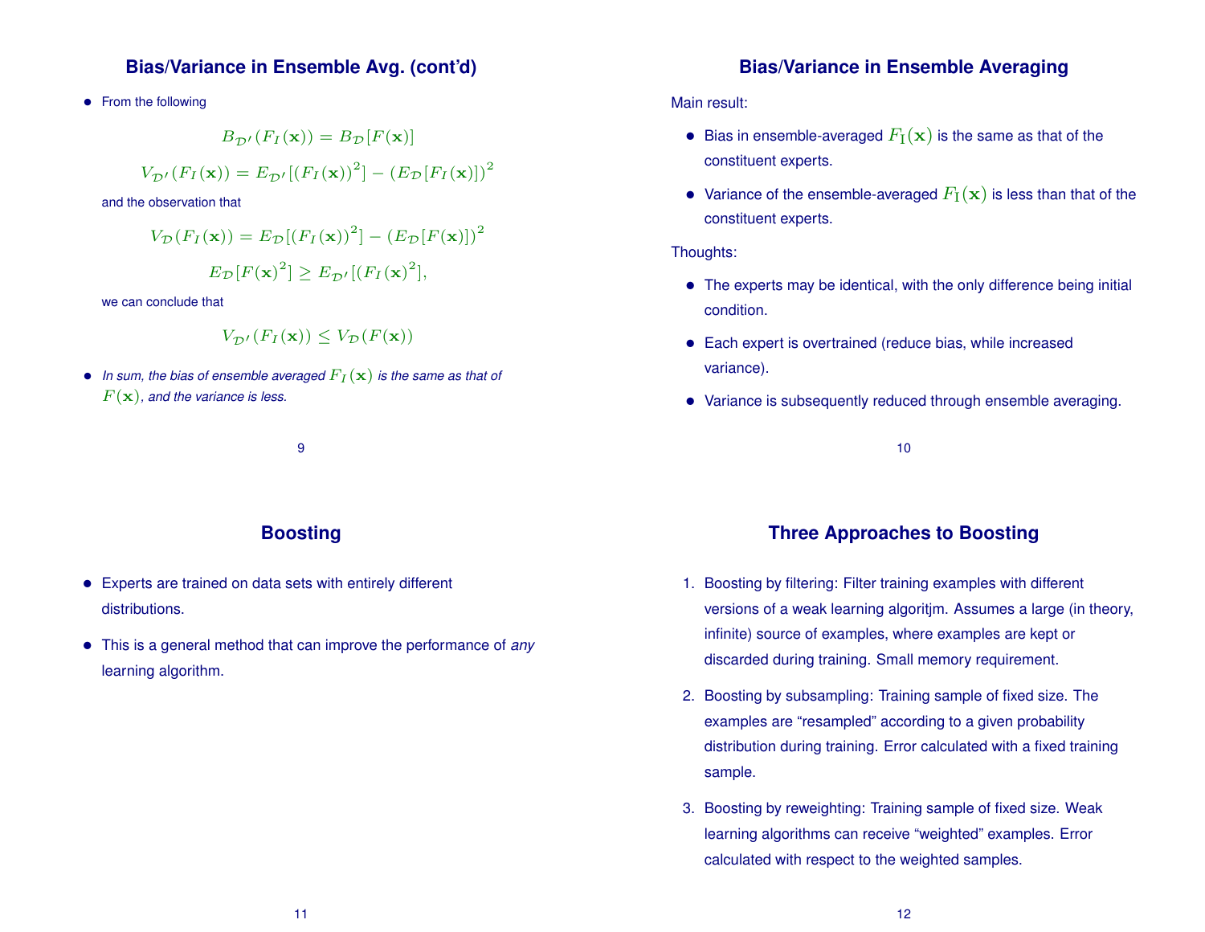## Bias/Variance in Ensemble Avg. (cont'd)

- From the following

$$B_{\mathcal{D}'}(F_I(\mathbf{x})) = B_{\mathcal{D}}[F(\mathbf{x})]$$

$$V_{\mathcal{D}'}(F_I(\mathbf{x})) = E_{\mathcal{D}'}[(F_I(\mathbf{x}))^2] - (E_{\mathcal{D}}[F_I(\mathbf{x})])^2$$

  and the observation that

$$V_{\mathcal{D}}(F_I(\mathbf{x})) = E_{\mathcal{D}}[(F_I(\mathbf{x}))^2] - (E_{\mathcal{D}}[F(\mathbf{x})])^2$$

$$E_{\mathcal{D}}[F(\mathbf{x})^2] \geq E_{\mathcal{D}'}[(F_I(\mathbf{x})^2],$$

  we can conclude that

$$V_{\mathcal{D}'}(F_I(\mathbf{x})) \leq V_{\mathcal{D}}(F(\mathbf{x}))$$

- *In sum, the bias of ensemble averaged $F_I(\mathbf{x})$ is the same as that of $F(\mathbf{x})$, and the variance is less.*

## Bias/Variance in Ensemble Averaging

Main result:

- Bias in ensemble-averaged $F_{\text{I}}(\mathbf{x})$ is the same as that of the constituent experts.
- Variance of the ensemble-averaged $F_{\text{I}}(\mathbf{x})$ is less than that of the constituent experts.

Thoughts:

- The experts may be identical, with the only difference being initial condition.
- Each expert is overtrained (reduce bias, while increased variance).
- Variance is subsequently reduced through ensemble averaging.

## Boosting

- Experts are trained on data sets with entirely different distributions.
- This is a general method that can improve the performance of *any* learning algorithm.

## Three Approaches to Boosting

1. Boosting by filtering: Filter training examples with different versions of a weak learning algoritjm. Assumes a large (in theory, infinite) source of examples, where examples are kept or discarded during training. Small memory requirement.
2. Boosting by subsampling: Training sample of fixed size. The examples are "resampled" according to a given probability distribution during training. Error calculated with a fixed training sample.
3. Boosting by reweighting: Training sample of fixed size. Weak learning algorithms can receive "weighted" examples. Error calculated with respect to the weighted samples.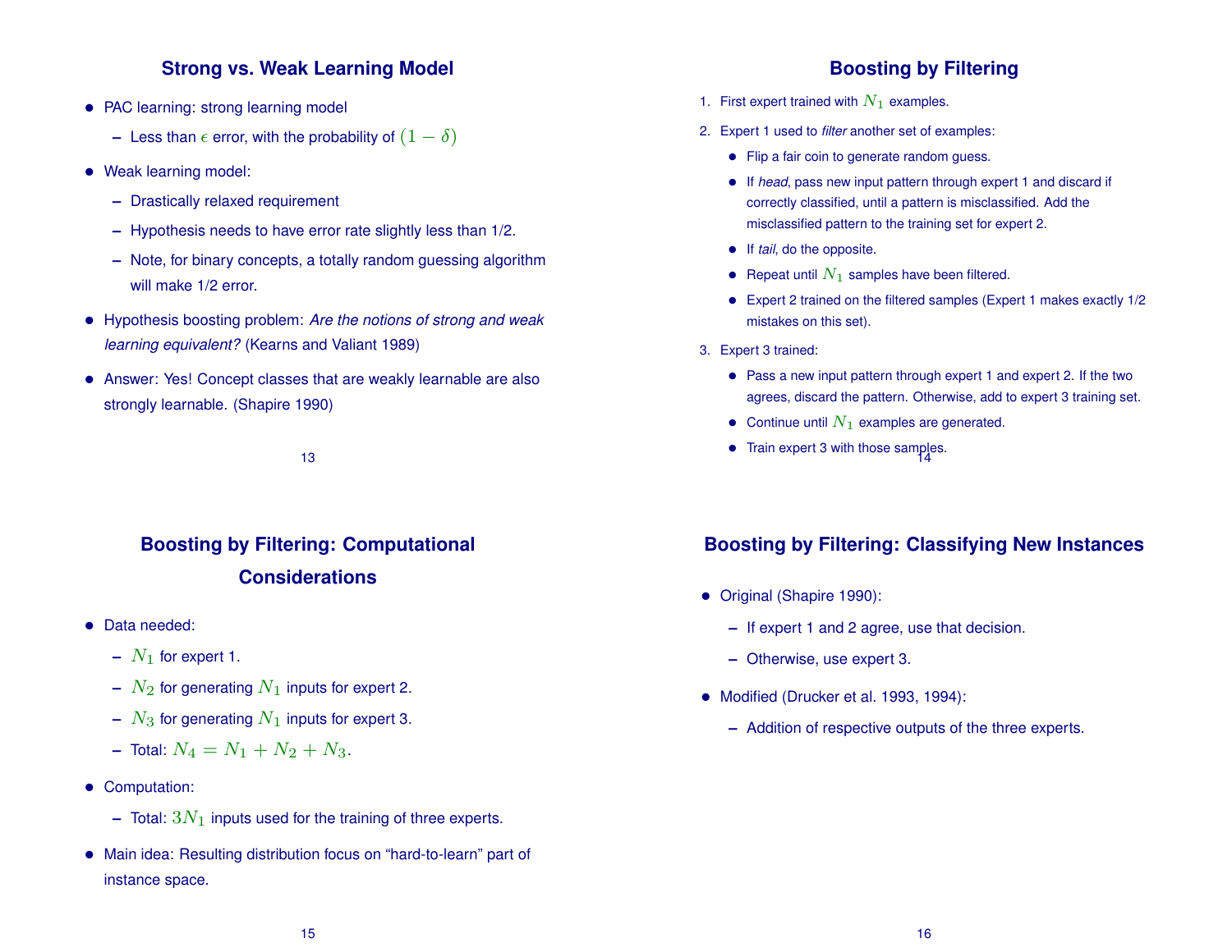## Strong vs. Weak Learning Model

- PAC learning: strong learning model
  - Less than $\epsilon$ error, with the probability of $(1 - \delta)$
- Weak learning model:
  - Drastically relaxed requirement
  - Hypothesis needs to have error rate slightly less than 1/2.
  - Note, for binary concepts, a totally random guessing algorithm will make 1/2 error.
- Hypothesis boosting problem: *Are the notions of strong and weak learning equivalent?* (Kearns and Valiant 1989)
- Answer: Yes! Concept classes that are weakly learnable are also strongly learnable. (Shapire 1990)

## Boosting by Filtering

1. First expert trained with $N_1$ examples.
2. Expert 1 used to *filter* another set of examples:
   - Flip a fair coin to generate random guess.
   - If *head*, pass new input pattern through expert 1 and discard if correctly classified, until a pattern is misclassified. Add the misclassified pattern to the training set for expert 2.
   - If *tail*, do the opposite.
   - Repeat until $N_1$ samples have been filtered.
   - Expert 2 trained on the filtered samples (Expert 1 makes exactly 1/2 mistakes on this set).
3. Expert 3 trained:
   - Pass a new input pattern through expert 1 and expert 2. If the two agrees, discard the pattern. Otherwise, add to expert 3 training set.
   - Continue until $N_1$ examples are generated.
   - Train expert 3 with those samples.

## Boosting by Filtering: Computational Considerations

- Data needed:
  - $N_1$ for expert 1.
  - $N_2$ for generating $N_1$ inputs for expert 2.
  - $N_3$ for generating $N_1$ inputs for expert 3.
  - Total: $N_4 = N_1 + N_2 + N_3$.
- Computation:
  - Total: $3N_1$ inputs used for the training of three experts.
- Main idea: Resulting distribution focus on "hard-to-learn" part of instance space.

## Boosting by Filtering: Classifying New Instances

- Original (Shapire 1990):
  - If expert 1 and 2 agree, use that decision.
  - Otherwise, use expert 3.
- Modified (Drucker et al. 1993, 1994):
  - Addition of respective outputs of the three experts.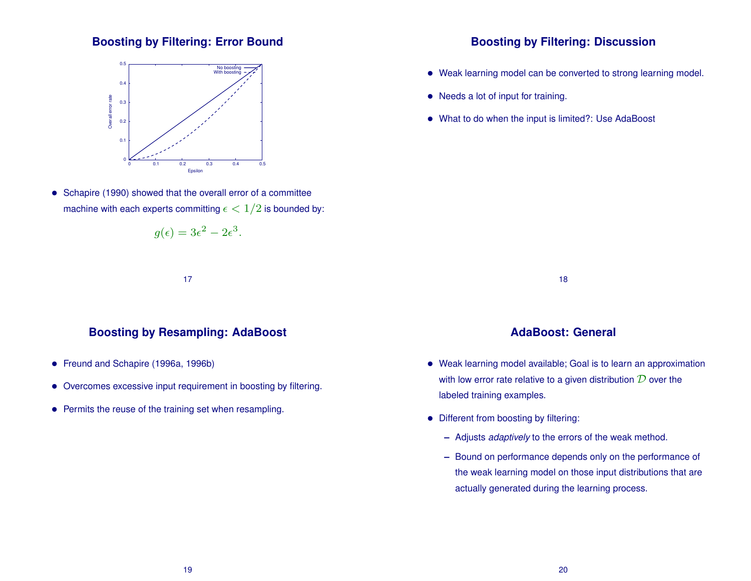## Boosting by Filtering: Error Bound

- Schapire (1990) showed that the overall error of a committee machine with each experts committing $\epsilon < 1/2$ is bounded by:

$$g(\epsilon) = 3\epsilon^2 - 2\epsilon^3.$$

## Boosting by Filtering: Discussion

- Weak learning model can be converted to strong learning model.
- Needs a lot of input for training.
- What to do when the input is limited?: Use AdaBoost

## Boosting by Resampling: AdaBoost

- Freund and Schapire (1996a, 1996b)
- Overcomes excessive input requirement in boosting by filtering.
- Permits the reuse of the training set when resampling.

## AdaBoost: General

- Weak learning model available; Goal is to learn an approximation with low error rate relative to a given distribution $\mathcal{D}$ over the labeled training examples.
- Different from boosting by filtering:
  - Adjusts *adaptively* to the errors of the weak method.
  - Bound on performance depends only on the performance of the weak learning model on those input distributions that are actually generated during the learning process.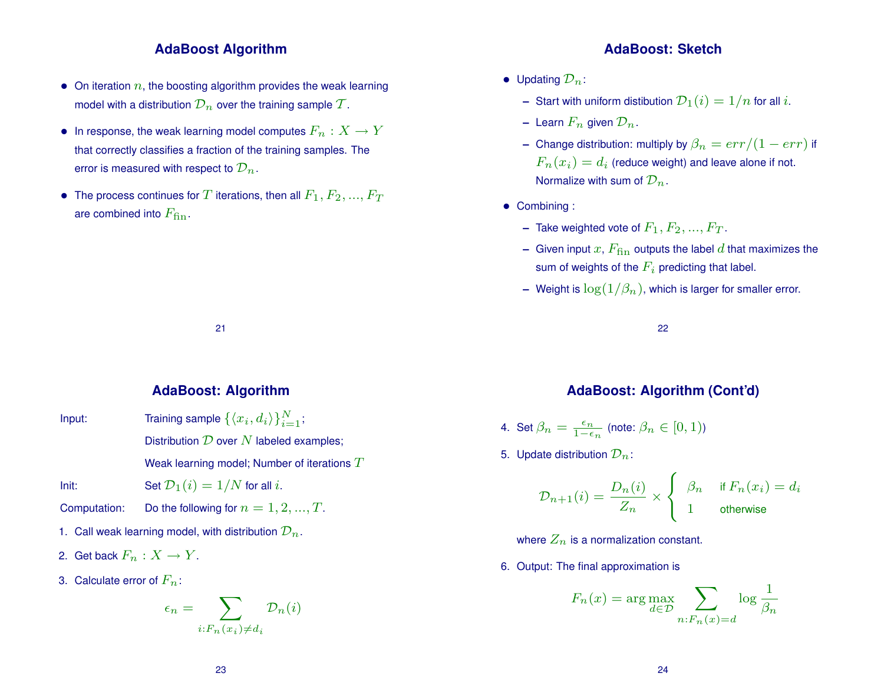## AdaBoost Algorithm

- On iteration $n$, the boosting algorithm provides the weak learning model with a distribution $\mathcal{D}_n$ over the training sample $\mathcal{T}$.
- In response, the weak learning model computes $F_n : X \rightarrow Y$ that correctly classifies a fraction of the training samples. The error is measured with respect to $\mathcal{D}_n$.
- The process continues for $T$ iterations, then all $F_1, F_2, ..., F_T$ are combined into $F_{\text{fin}}$.

## AdaBoost: Sketch

- Updating $\mathcal{D}_n$:
  - Start with uniform distibution $\mathcal{D}_1(i) = 1/n$ for all $i$.
  - Learn $F_n$ given $\mathcal{D}_n$.
  - Change distribution: multiply by $\beta_n = err/(1-err)$ if $F_n(x_i) = d_i$ (reduce weight) and leave alone if not. Normalize with sum of $\mathcal{D}_n$.
- Combining :
  - Take weighted vote of $F_1, F_2, ..., F_T$.
  - Given input $x$, $F_{\text{fin}}$ outputs the label $d$ that maximizes the sum of weights of the $F_i$ predicting that label.
  - Weight is $\log(1/\beta_n)$, which is larger for smaller error.

## AdaBoost: Algorithm

Input: Training sample $\{\langle x_i, d_i \rangle\}_{i=1}^{N}$;

Distribution $\mathcal{D}$ over $N$ labeled examples;

Weak learning model; Number of iterations $T$

Init: Set $\mathcal{D}_1(i) = 1/N$ for all $i$.

Computation: Do the following for $n = 1, 2, ..., T$.

1. Call weak learning model, with distribution $\mathcal{D}_n$.
2. Get back $F_n : X \rightarrow Y$.
3. Calculate error of $F_n$:

$$\epsilon_n = \sum_{i:F_n(x_i) \neq d_i} \mathcal{D}_n(i)$$

## AdaBoost: Algorithm (Cont'd)

4. Set $\beta_n = \frac{\epsilon_n}{1-\epsilon_n}$ (note: $\beta_n \in [0, 1)$)
5. Update distribution $\mathcal{D}_n$:

$$\mathcal{D}_{n+1}(i) = \frac{D_n(i)}{Z_n} \times \begin{cases} \beta_n & \text{if } F_n(x_i) = d_i \\ 1 & \text{otherwise} \end{cases}$$

where $Z_n$ is a normalization constant.

6. Output: The final approximation is

$$F_n(x) = \arg\max_{d \in \mathcal{D}} \sum_{n:F_n(x)=d} \log \frac{1}{\beta_n}$$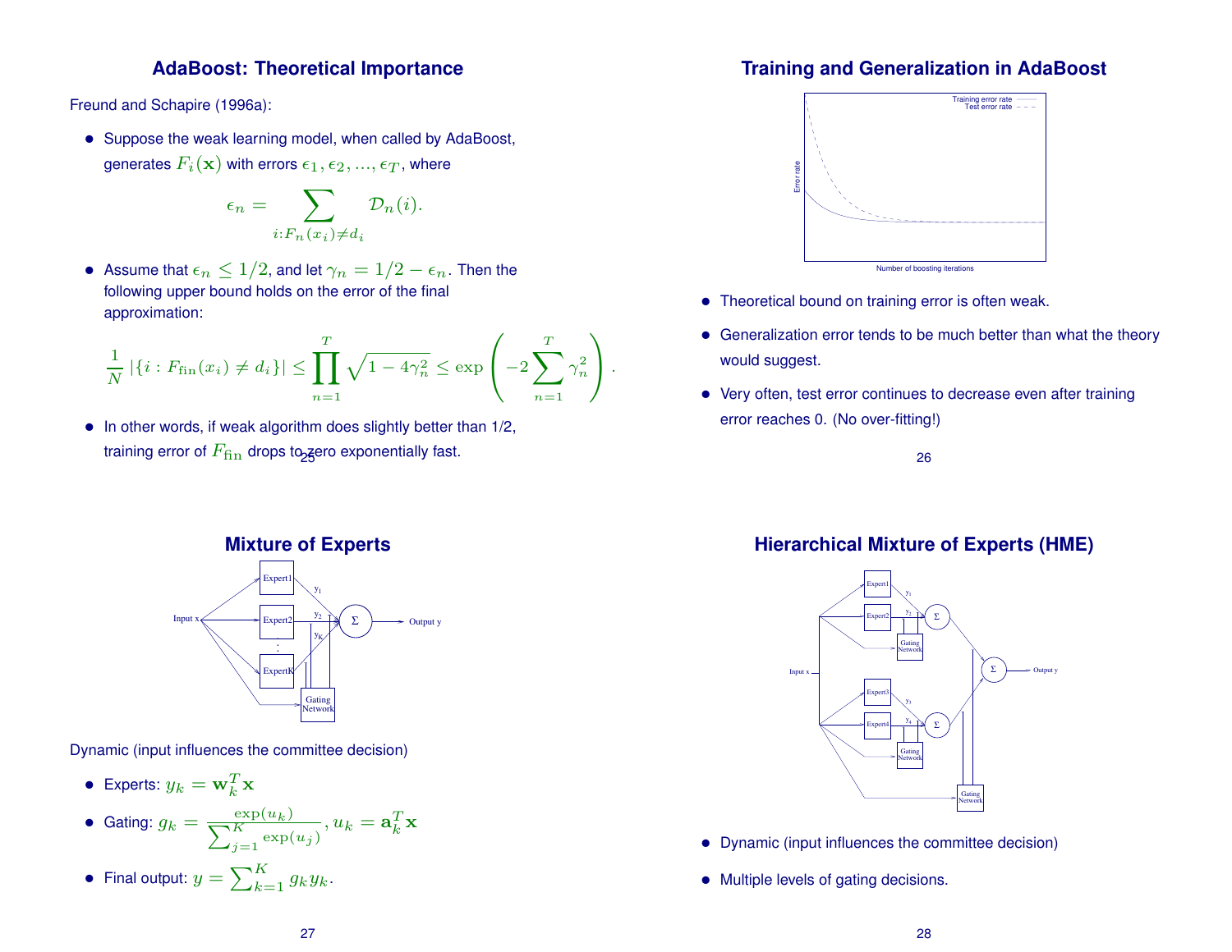## AdaBoost: Theoretical Importance

Freund and Schapire (1996a):

- Suppose the weak learning model, when called by AdaBoost, generates $F_i(\mathbf{x})$ with errors $\epsilon_1, \epsilon_2, ..., \epsilon_T$, where

$$\epsilon_n = \sum_{i:F_n(x_i) \neq d_i} \mathcal{D}_n(i).$$

- Assume that $\epsilon_n \leq 1/2$, and let $\gamma_n = 1/2 - \epsilon_n$. Then the following upper bound holds on the error of the final approximation:

$$\frac{1}{N} |\{i : F_{\text{fin}}(x_i) \neq d_i\}| \leq \prod_{n=1}^{T} \sqrt{1 - 4\gamma_n^2} \leq \exp\left(-2 \sum_{n=1}^{T} \gamma_n^2\right).$$

- In other words, if weak algorithm does slightly better than 1/2, training error of $F_{\text{fin}}$ drops to zero exponentially fast.

## Training and Generalization in AdaBoost

- Theoretical bound on training error is often weak.
- Generalization error tends to be much better than what the theory would suggest.
- Very often, test error continues to decrease even after training error reaches 0. (No over-fitting!)

## Mixture of Experts

Dynamic (input influences the committee decision)

- Experts: $y_k = \mathbf{w}_k^T \mathbf{x}$
- Gating: $g_k = \dfrac{\exp(u_k)}{\sum_{j=1}^{K} \exp(u_j)}$, $u_k = \mathbf{a}_k^T \mathbf{x}$
- Final output: $y = \sum_{k=1}^{K} g_k y_k$.

## Hierarchical Mixture of Experts (HME)

- Dynamic (input influences the committee decision)
- Multiple levels of gating decisions.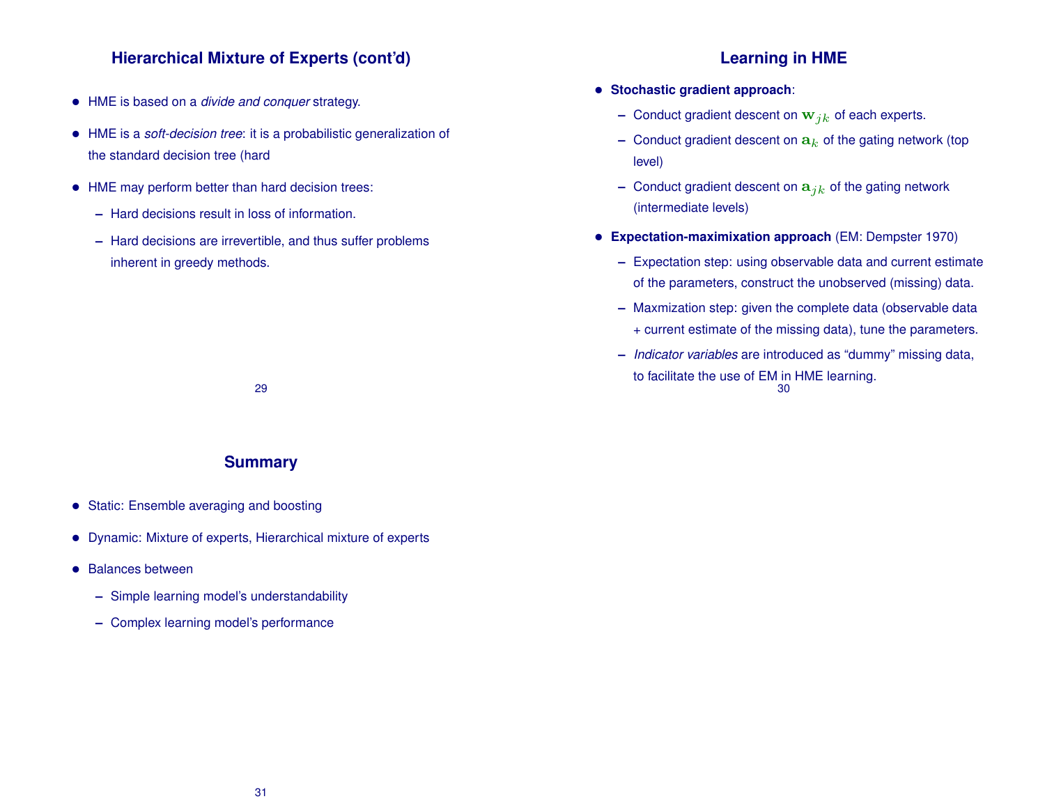## Hierarchical Mixture of Experts (cont'd)

- HME is based on a *divide and conquer* strategy.
- HME is a *soft-decision tree*: it is a probabilistic generalization of the standard decision tree (hard
- HME may perform better than hard decision trees:
  - Hard decisions result in loss of information.
  - Hard decisions are irrevertible, and thus suffer problems inherent in greedy methods.

## Learning in HME

- **Stochastic gradient approach**:
  - Conduct gradient descent on $\mathbf{w}_{jk}$ of each experts.
  - Conduct gradient descent on $\mathbf{a}_k$ of the gating network (top level)
  - Conduct gradient descent on $\mathbf{a}_{jk}$ of the gating network (intermediate levels)
- **Expectation-maximixation approach** (EM: Dempster 1970)
  - Expectation step: using observable data and current estimate of the parameters, construct the unobserved (missing) data.
  - Maxmization step: given the complete data (observable data + current estimate of the missing data), tune the parameters.
  - *Indicator variables* are introduced as "dummy" missing data, to facilitate the use of EM in HME learning.

## Summary

- Static: Ensemble averaging and boosting
- Dynamic: Mixture of experts, Hierarchical mixture of experts
- Balances between
  - Simple learning model's understandability
  - Complex learning model's performance